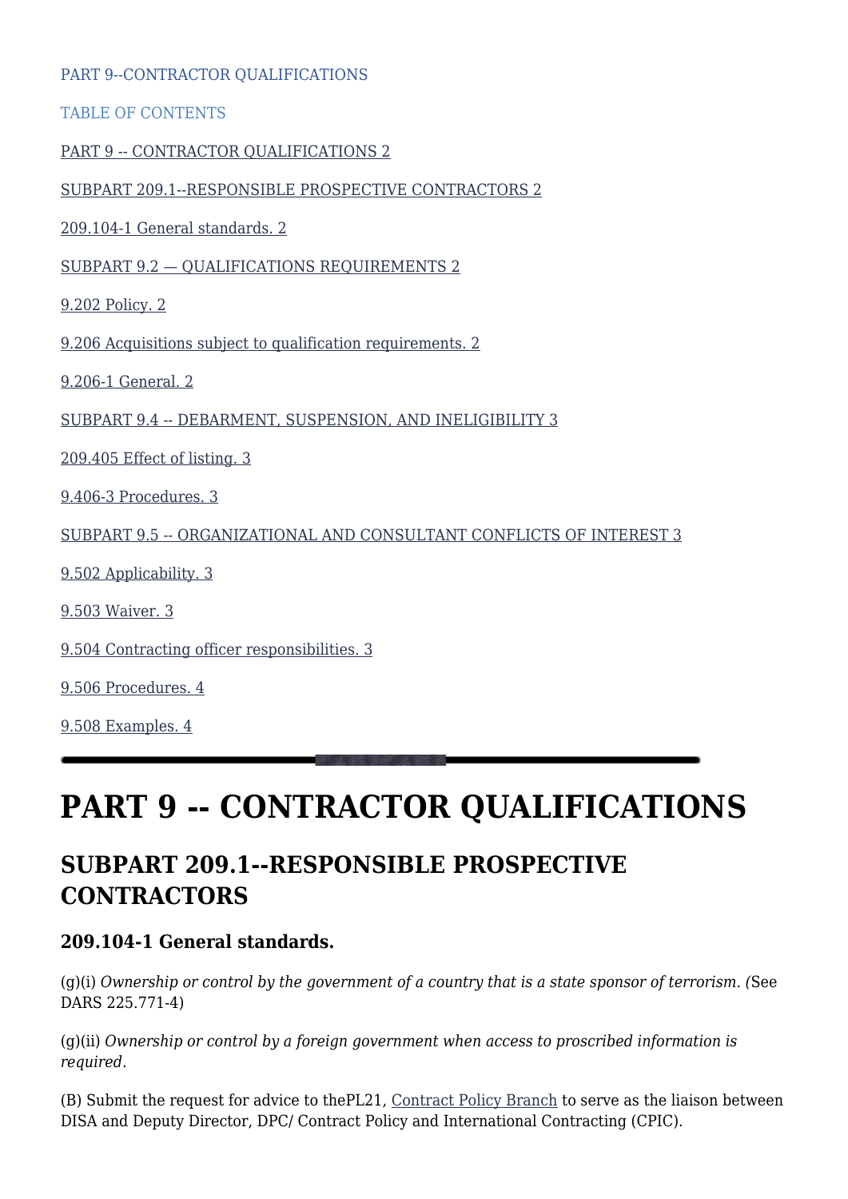PART 9--CONTRACTOR QUALIFICATIONS

TABLE OF CONTENTS

PART 9 -- CONTRACTOR QUALIFICATIONS 2

SUBPART 209.1--RESPONSIBLE PROSPECTIVE CONTRACTORS 2

209.104-1 General standards. 2

SUBPART 9.2 — QUALIFICATIONS REQUIREMENTS 2

9.202 Policy. 2

9.206 Acquisitions subject to qualification requirements. 2

9.206-1 General. 2

SUBPART 9.4 -- DEBARMENT, SUSPENSION, AND INELIGIBILITY 3

209.405 Effect of listing. 3

9.406-3 Procedures. 3

SUBPART 9.5 -- ORGANIZATIONAL AND CONSULTANT CONFLICTS OF INTEREST 3

9.502 Applicability. 3

9.503 Waiver. 3

9.504 Contracting officer responsibilities. 3

9.506 Procedures. 4

9.508 Examples. 4

---

# PART 9 -- CONTRACTOR QUALIFICATIONS

## SUBPART 209.1--RESPONSIBLE PROSPECTIVE CONTRACTORS

### 209.104-1 General standards.

(g)(i) *Ownership or control by the government of a country that is a state sponsor of terrorism. (*See DARS 225.771-4)

(g)(ii) *Ownership or control by a foreign government when access to proscribed information is required.*

(B) Submit the request for advice to thePL21, Contract Policy Branch to serve as the liaison between DISA and Deputy Director, DPC/ Contract Policy and International Contracting (CPIC).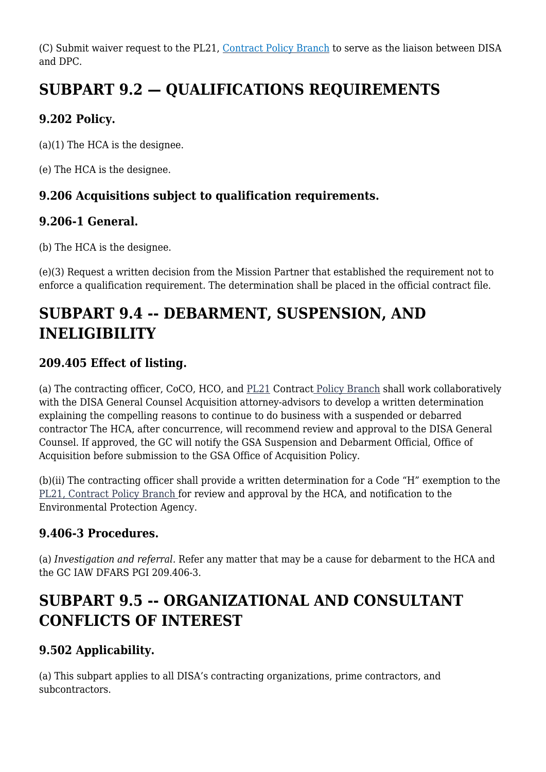(C) Submit waiver request to the PL21, Contract Policy Branch to serve as the liaison between DISA and DPC.

# SUBPART 9.2 — QUALIFICATIONS REQUIREMENTS

### 9.202 Policy.

(a)(1) The HCA is the designee.

(e) The HCA is the designee.

### 9.206 Acquisitions subject to qualification requirements.

### 9.206-1 General.

(b) The HCA is the designee.

(e)(3) Request a written decision from the Mission Partner that established the requirement not to enforce a qualification requirement. The determination shall be placed in the official contract file.

# SUBPART 9.4 -- DEBARMENT, SUSPENSION, AND INELIGIBILITY

### 209.405 Effect of listing.

(a) The contracting officer, CoCO, HCO, and PL21 Contract Policy Branch shall work collaboratively with the DISA General Counsel Acquisition attorney-advisors to develop a written determination explaining the compelling reasons to continue to do business with a suspended or debarred contractor The HCA, after concurrence, will recommend review and approval to the DISA General Counsel. If approved, the GC will notify the GSA Suspension and Debarment Official, Office of Acquisition before submission to the GSA Office of Acquisition Policy.

(b)(ii) The contracting officer shall provide a written determination for a Code "H" exemption to the PL21, Contract Policy Branch for review and approval by the HCA, and notification to the Environmental Protection Agency.

### 9.406-3 Procedures.

(a) *Investigation and referral.* Refer any matter that may be a cause for debarment to the HCA and the GC IAW DFARS PGI 209.406-3.

# SUBPART 9.5 -- ORGANIZATIONAL AND CONSULTANT CONFLICTS OF INTEREST

### 9.502 Applicability.

(a) This subpart applies to all DISA's contracting organizations, prime contractors, and subcontractors.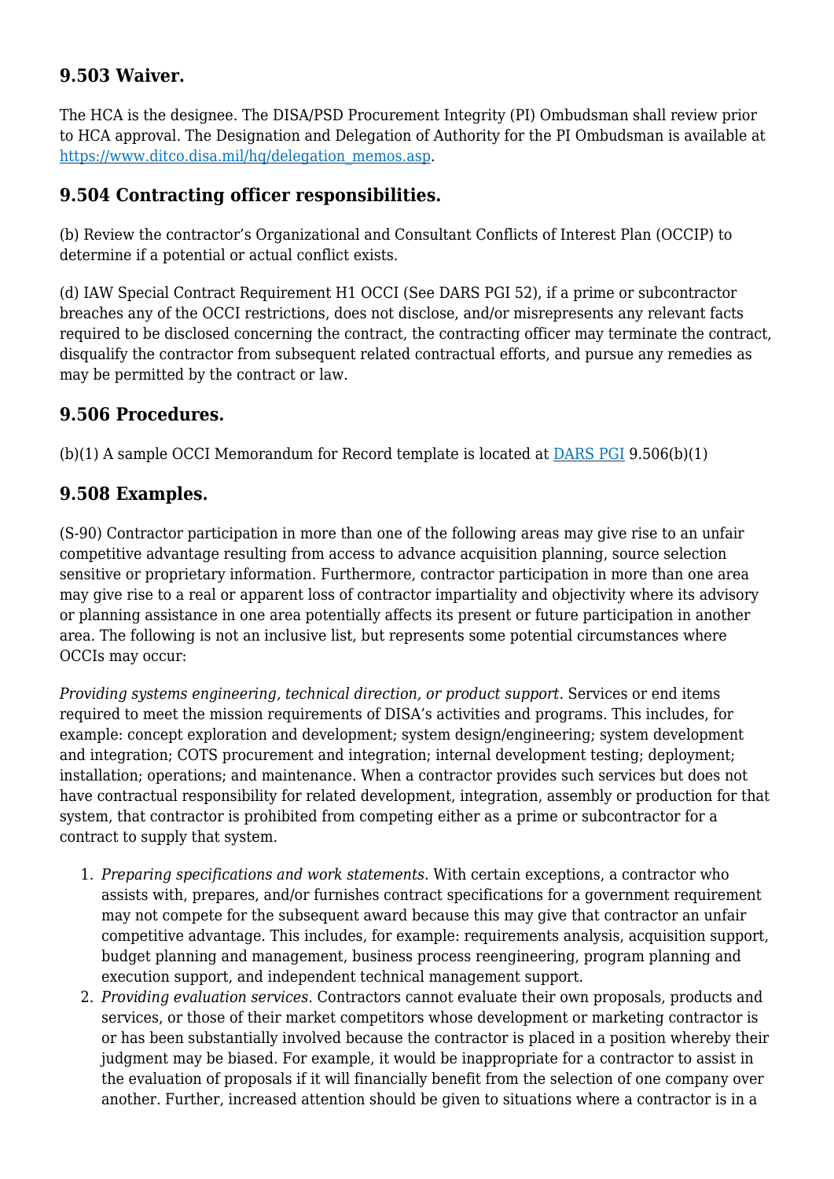## 9.503 Waiver.

The HCA is the designee. The DISA/PSD Procurement Integrity (PI) Ombudsman shall review prior to HCA approval. The Designation and Delegation of Authority for the PI Ombudsman is available at [https://www.ditco.disa.mil/hq/delegation_memos.asp](https://www.ditco.disa.mil/hq/delegation_memos.asp).

## 9.504 Contracting officer responsibilities.

(b) Review the contractor's Organizational and Consultant Conflicts of Interest Plan (OCCIP) to determine if a potential or actual conflict exists.

(d) IAW Special Contract Requirement H1 OCCI (See DARS PGI 52), if a prime or subcontractor breaches any of the OCCI restrictions, does not disclose, and/or misrepresents any relevant facts required to be disclosed concerning the contract, the contracting officer may terminate the contract, disqualify the contractor from subsequent related contractual efforts, and pursue any remedies as may be permitted by the contract or law.

## 9.506 Procedures.

(b)(1) A sample OCCI Memorandum for Record template is located at [DARS PGI](#) 9.506(b)(1)

## 9.508 Examples.

(S-90) Contractor participation in more than one of the following areas may give rise to an unfair competitive advantage resulting from access to advance acquisition planning, source selection sensitive or proprietary information. Furthermore, contractor participation in more than one area may give rise to a real or apparent loss of contractor impartiality and objectivity where its advisory or planning assistance in one area potentially affects its present or future participation in another area. The following is not an inclusive list, but represents some potential circumstances where OCCIs may occur:

*Providing systems engineering, technical direction, or product support*. Services or end items required to meet the mission requirements of DISA's activities and programs. This includes, for example: concept exploration and development; system design/engineering; system development and integration; COTS procurement and integration; internal development testing; deployment; installation; operations; and maintenance. When a contractor provides such services but does not have contractual responsibility for related development, integration, assembly or production for that system, that contractor is prohibited from competing either as a prime or subcontractor for a contract to supply that system.

1. *Preparing specifications and work statements*. With certain exceptions, a contractor who assists with, prepares, and/or furnishes contract specifications for a government requirement may not compete for the subsequent award because this may give that contractor an unfair competitive advantage. This includes, for example: requirements analysis, acquisition support, budget planning and management, business process reengineering, program planning and execution support, and independent technical management support.
2. *Providing evaluation services*. Contractors cannot evaluate their own proposals, products and services, or those of their market competitors whose development or marketing contractor is or has been substantially involved because the contractor is placed in a position whereby their judgment may be biased. For example, it would be inappropriate for a contractor to assist in the evaluation of proposals if it will financially benefit from the selection of one company over another. Further, increased attention should be given to situations where a contractor is in a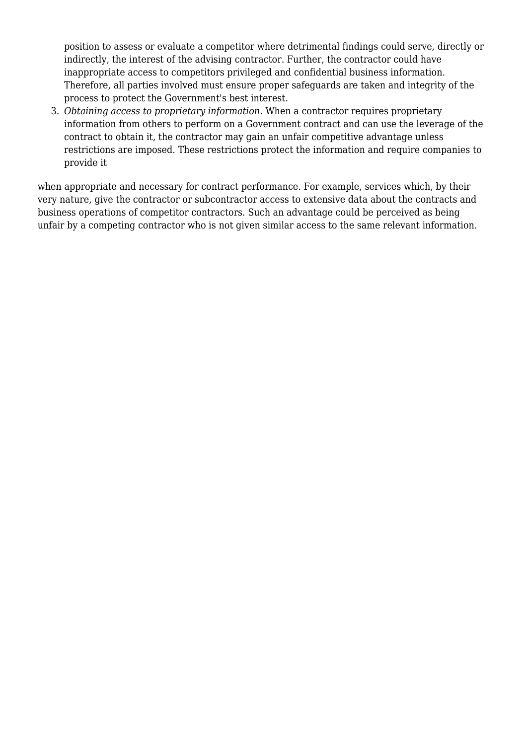position to assess or evaluate a competitor where detrimental findings could serve, directly or indirectly, the interest of the advising contractor. Further, the contractor could have inappropriate access to competitors privileged and confidential business information. Therefore, all parties involved must ensure proper safeguards are taken and integrity of the process to protect the Government's best interest.

3. *Obtaining access to proprietary information*. When a contractor requires proprietary information from others to perform on a Government contract and can use the leverage of the contract to obtain it, the contractor may gain an unfair competitive advantage unless restrictions are imposed. These restrictions protect the information and require companies to provide it

when appropriate and necessary for contract performance. For example, services which, by their very nature, give the contractor or subcontractor access to extensive data about the contracts and business operations of competitor contractors. Such an advantage could be perceived as being unfair by a competing contractor who is not given similar access to the same relevant information.